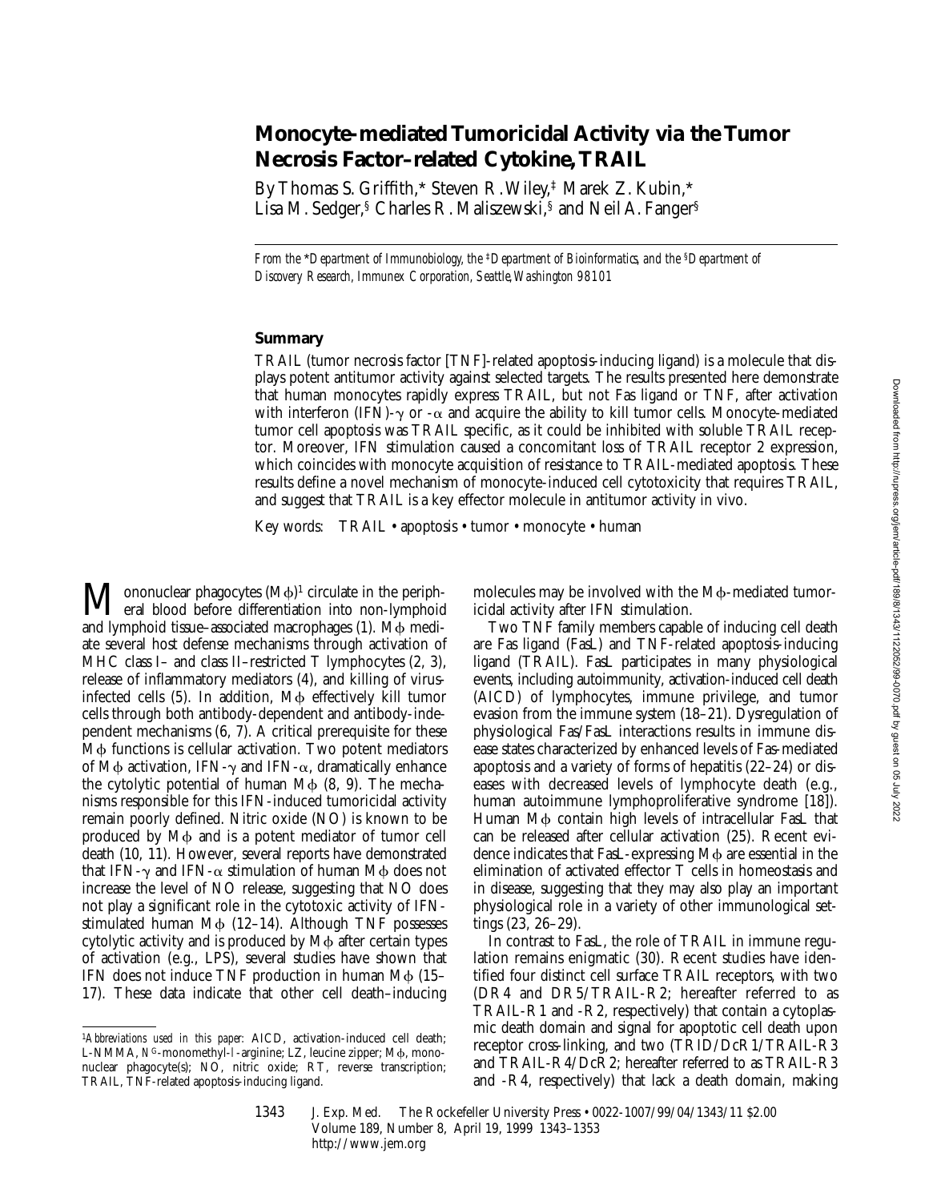# Monocyte-mediated Tumoricidal Activity via the Tumor Necrosis Factor–related Cytokine, TRAIL

By Thomas S. Griffith,* Steven R. Wiley,‡ Marek Z. Kubin,* Lisa M. Sedger,§ Charles R. Maliszewski,§ and Neil A. Fanger§

*From the \*Department of Immunobiology, the ‡Department of Bioinformatics, and the §Department of Discovery Research, Immunex Corporation, Seattle, Washington 98101*

## Summary

TRAIL (tumor necrosis factor [TNF]-related apoptosis-inducing ligand) is a molecule that displays potent antitumor activity against selected targets. The results presented here demonstrate that human monocytes rapidly express TRAIL, but not Fas ligand or TNF, after activation with interferon (IFN)-γ or -α and acquire the ability to kill tumor cells. Monocyte-mediated tumor cell apoptosis was TRAIL specific, as it could be inhibited with soluble TRAIL receptor. Moreover, IFN stimulation caused a concomitant loss of TRAIL receptor 2 expression, which coincides with monocyte acquisition of resistance to TRAIL-mediated apoptosis. These results define a novel mechanism of monocyte-induced cell cytotoxicity that requires TRAIL, and suggest that TRAIL is a key effector molecule in antitumor activity in vivo.

Key words: TRAIL • apoptosis • tumor • monocyte • human

Mononuclear phagocytes (MΦ)[1] circulate in the peripheral blood before differentiation into non-lymphoid and lymphoid tissue–associated macrophages (1). MΦ mediate several host defense mechanisms through activation of MHC class I– and class II–restricted T lymphocytes (2, 3), release of inflammatory mediators (4), and killing of virus-infected cells (5). In addition, MΦ effectively kill tumor cells through both antibody-dependent and antibody-independent mechanisms (6, 7). A critical prerequisite for these MΦ functions is cellular activation. Two potent mediators of MΦ activation, IFN-γ and IFN-α, dramatically enhance the cytolytic potential of human MΦ (8, 9). The mechanisms responsible for this IFN-induced tumoricidal activity remain poorly defined. Nitric oxide (NO) is known to be produced by MΦ and is a potent mediator of tumor cell death (10, 11). However, several reports have demonstrated that IFN-γ and IFN-α stimulation of human MΦ does not increase the level of NO release, suggesting that NO does not play a significant role in the cytotoxic activity of IFN-stimulated human MΦ (12–14). Although TNF possesses cytolytic activity and is produced by MΦ after certain types of activation (e.g., LPS), several studies have shown that IFN does not induce TNF production in human MΦ (15–17). These data indicate that other cell death–inducing molecules may be involved with the MΦ-mediated tumoricidal activity after IFN stimulation.

Two TNF family members capable of inducing cell death are Fas ligand (FasL) and TNF-related apoptosis-inducing ligand (TRAIL). FasL participates in many physiological events, including autoimmunity, activation-induced cell death (AICD) of lymphocytes, immune privilege, and tumor evasion from the immune system (18–21). Dysregulation of physiological Fas/FasL interactions results in immune disease states characterized by enhanced levels of Fas-mediated apoptosis and a variety of forms of hepatitis (22–24) or diseases with decreased levels of lymphocyte death (e.g., human autoimmune lymphoproliferative syndrome [18]). Human MΦ contain high levels of intracellular FasL that can be released after cellular activation (25). Recent evidence indicates that FasL-expressing MΦ are essential in the elimination of activated effector T cells in homeostasis and in disease, suggesting that they may also play an important physiological role in a variety of other immunological settings (23, 26–29).

In contrast to FasL, the role of TRAIL in immune regulation remains enigmatic (30). Recent studies have identified four distinct cell surface TRAIL receptors, with two (DR4 and DR5/TRAIL-R2; hereafter referred to as TRAIL-R1 and -R2, respectively) that contain a cytoplasmic death domain and signal for apoptotic cell death upon receptor cross-linking, and two (TRID/DcR1/TRAIL-R3 and TRAIL-R4/DcR2; hereafter referred to as TRAIL-R3 and -R4, respectively) that lack a death domain, making

[1] *Abbreviations used in this paper:* AICD, activation-induced cell death; L-NMMA, $N^G$-monomethyl-L-arginine; LZ, leucine zipper; MΦ, mononuclear phagocyte(s); NO, nitric oxide; RT, reverse transcription; TRAIL, TNF-related apoptosis-inducing ligand.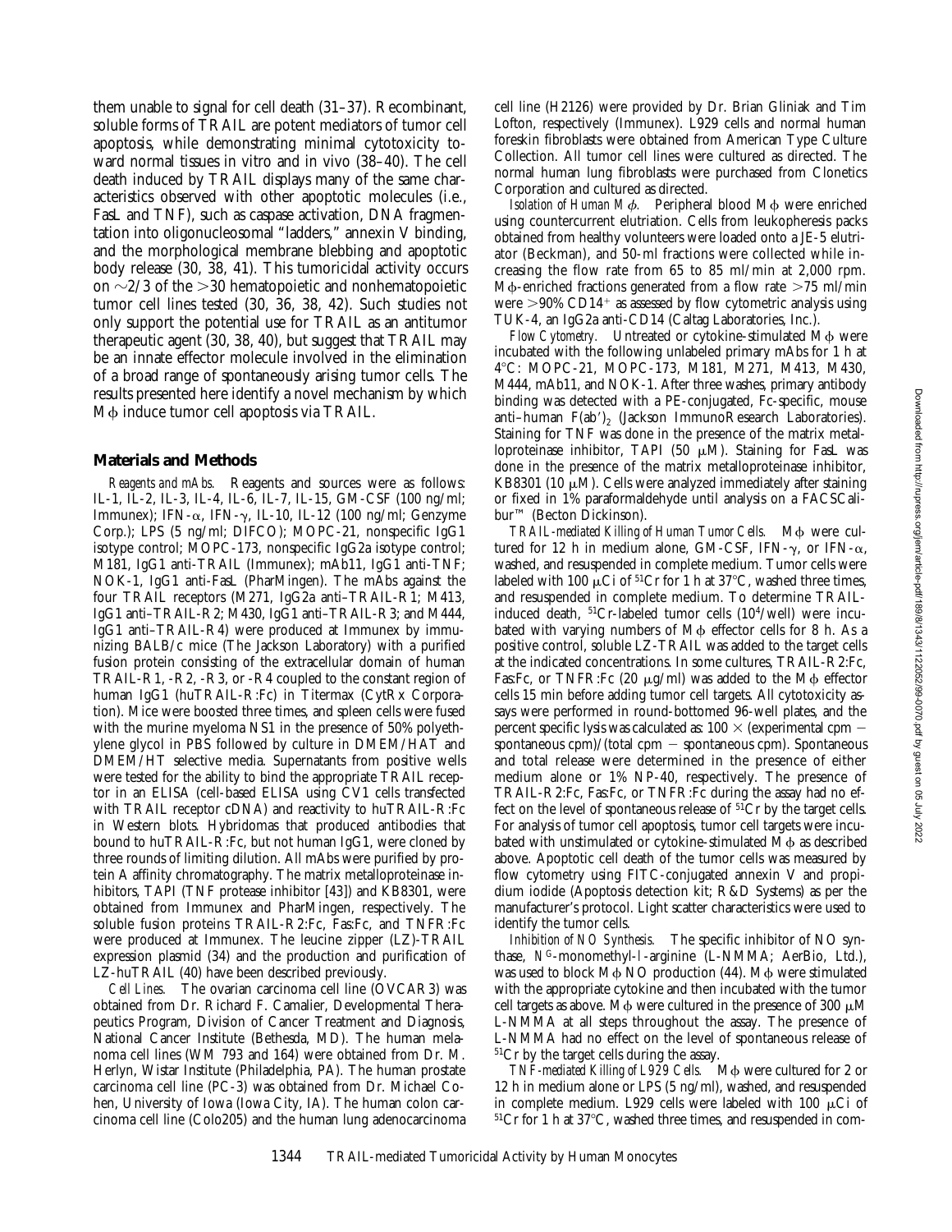them unable to signal for cell death (31–37). Recombinant, soluble forms of TRAIL are potent mediators of tumor cell apoptosis, while demonstrating minimal cytotoxicity toward normal tissues in vitro and in vivo (38–40). The cell death induced by TRAIL displays many of the same characteristics observed with other apoptotic molecules (i.e., FasL and TNF), such as caspase activation, DNA fragmentation into oligonucleosomal "ladders," annexin V binding, and the morphological membrane blebbing and apoptotic body release (30, 38, 41). This tumoricidal activity occurs on ~2/3 of the >30 hematopoietic and nonhematopoietic tumor cell lines tested (30, 36, 38, 42). Such studies not only support the potential use for TRAIL as an antitumor therapeutic agent (30, 38, 40), but suggest that TRAIL may be an innate effector molecule involved in the elimination of a broad range of spontaneously arising tumor cells. The results presented here identify a novel mechanism by which MΦ induce tumor cell apoptosis via TRAIL.

## Materials and Methods

*Reagents and mAbs.* Reagents and sources were as follows: IL-1, IL-2, IL-3, IL-4, IL-6, IL-7, IL-15, GM-CSF (100 ng/ml; Immunex); IFN-α, IFN-γ, IL-10, IL-12 (100 ng/ml; Genzyme Corp.); LPS (5 ng/ml; DIFCO); MOPC-21, nonspecific IgG1 isotype control; MOPC-173, nonspecific IgG2a isotype control; M181, IgG1 anti-TRAIL (Immunex); mAb11, IgG1 anti-TNF; NOK-1, IgG1 anti-FasL (PharMingen). The mAbs against the four TRAIL receptors (M271, IgG2a anti–TRAIL-R1; M413, IgG1 anti–TRAIL-R2; M430, IgG1 anti–TRAIL-R3; and M444, IgG1 anti–TRAIL-R4) were produced at Immunex by immunizing BALB/c mice (The Jackson Laboratory) with a purified fusion protein consisting of the extracellular domain of human TRAIL-R1, -R2, -R3, or -R4 coupled to the constant region of human IgG1 (huTRAIL-R:Fc) in Titermax (CytRx Corporation). Mice were boosted three times, and spleen cells were fused with the murine myeloma NS1 in the presence of 50% polyethylene glycol in PBS followed by culture in DMEM/HAT and DMEM/HT selective media. Supernatants from positive wells were tested for the ability to bind the appropriate TRAIL receptor in an ELISA (cell-based ELISA using CV1 cells transfected with TRAIL receptor cDNA) and reactivity to huTRAIL-R:Fc in Western blots. Hybridomas that produced antibodies that bound to huTRAIL-R:Fc, but not human IgG1, were cloned by three rounds of limiting dilution. All mAbs were purified by protein A affinity chromatography. The matrix metalloproteinase inhibitors, TAPI (TNF protease inhibitor [43]) and KB8301, were obtained from Immunex and PharMingen, respectively. The soluble fusion proteins TRAIL-R2:Fc, Fas:Fc, and TNFR:Fc were produced at Immunex. The leucine zipper (LZ)-TRAIL expression plasmid (34) and the production and purification of LZ-huTRAIL (40) have been described previously.

*Cell Lines.* The ovarian carcinoma cell line (OVCAR3) was obtained from Dr. Richard F. Camalier, Developmental Therapeutics Program, Division of Cancer Treatment and Diagnosis, National Cancer Institute (Bethesda, MD). The human melanoma cell lines (WM 793 and 164) were obtained from Dr. M. Herlyn, Wistar Institute (Philadelphia, PA). The human prostate carcinoma cell line (PC-3) was obtained from Dr. Michael Cohen, University of Iowa (Iowa City, IA). The human colon carcinoma cell line (Colo205) and the human lung adenocarcinoma cell line (H2126) were provided by Dr. Brian Gliniak and Tim Lofton, respectively (Immunex). L929 cells and normal human foreskin fibroblasts were obtained from American Type Culture Collection. All tumor cell lines were cultured as directed. The normal human lung fibroblasts were purchased from Clonetics Corporation and cultured as directed.

*Isolation of Human MΦ.* Peripheral blood MΦ were enriched using countercurrent elutriation. Cells from leukopheresis packs obtained from healthy volunteers were loaded onto a JE-5 elutriator (Beckman), and 50-ml fractions were collected while increasing the flow rate from 65 to 85 ml/min at 2,000 rpm. MΦ-enriched fractions generated from a flow rate >75 ml/min were >90% CD14[+] as assessed by flow cytometric analysis using TUK-4, an IgG2a anti-CD14 (Caltag Laboratories, Inc.).

*Flow Cytometry.* Untreated or cytokine-stimulated MΦ were incubated with the following unlabeled primary mAbs for 1 h at 4°C: MOPC-21, MOPC-173, M181, M271, M413, M430, M444, mAb11, and NOK-1. After three washes, primary antibody binding was detected with a PE-conjugated, Fc-specific, mouse anti–human $F(ab')_2$ (Jackson ImmunoResearch Laboratories). Staining for TNF was done in the presence of the matrix metalloproteinase inhibitor, TAPI (50 μM). Staining for FasL was done in the presence of the matrix metalloproteinase inhibitor, KB8301 (10 μM). Cells were analyzed immediately after staining or fixed in 1% paraformaldehyde until analysis on a FACSCalibur™ (Becton Dickinson).

*TRAIL-mediated Killing of Human Tumor Cells.* MΦ were cultured for 12 h in medium alone, GM-CSF, IFN-γ, or IFN-α, washed, and resuspended in complete medium. Tumor cells were labeled with 100 μCi of $^{51}Cr$ for 1 h at 37°C, washed three times, and resuspended in complete medium. To determine TRAIL-induced death, $^{51}Cr$-labeled tumor cells ($10^4$/well) were incubated with varying numbers of MΦ effector cells for 8 h. As a positive control, soluble LZ-TRAIL was added to the target cells at the indicated concentrations. In some cultures, TRAIL-R2:Fc, Fas:Fc, or TNFR:Fc (20 μg/ml) was added to the MΦ effector cells 15 min before adding tumor cell targets. All cytotoxicity assays were performed in round-bottomed 96-well plates, and the percent specific lysis was calculated as: 100 × (experimental cpm − spontaneous cpm)/(total cpm − spontaneous cpm). Spontaneous and total release were determined in the presence of either medium alone or 1% NP-40, respectively. The presence of TRAIL-R2:Fc, Fas:Fc, or TNFR:Fc during the assay had no effect on the level of spontaneous release of $^{51}Cr$ by the target cells. For analysis of tumor cell apoptosis, tumor cell targets were incubated with unstimulated or cytokine-stimulated MΦ as described above. Apoptotic cell death of the tumor cells was measured by flow cytometry using FITC-conjugated annexin V and propidium iodide (Apoptosis detection kit; R&D Systems) as per the manufacturer's protocol. Light scatter characteristics were used to identify the tumor cells.

*Inhibition of NO Synthesis.* The specific inhibitor of NO synthase, $N^G$-monomethyl-L-arginine (L-NMMA; AerBio, Ltd.), was used to block MΦ NO production (44). MΦ were stimulated with the appropriate cytokine and then incubated with the tumor cell targets as above. MΦ were cultured in the presence of 300 μM L-NMMA at all steps throughout the assay. The presence of L-NMMA had no effect on the level of spontaneous release of $^{51}Cr$ by the target cells during the assay.

*TNF-mediated Killing of L929 Cells.* MΦ were cultured for 2 or 12 h in medium alone or LPS (5 ng/ml), washed, and resuspended in complete medium. L929 cells were labeled with 100 μCi of $^{51}Cr$ for 1 h at 37°C, washed three times, and resuspended in com-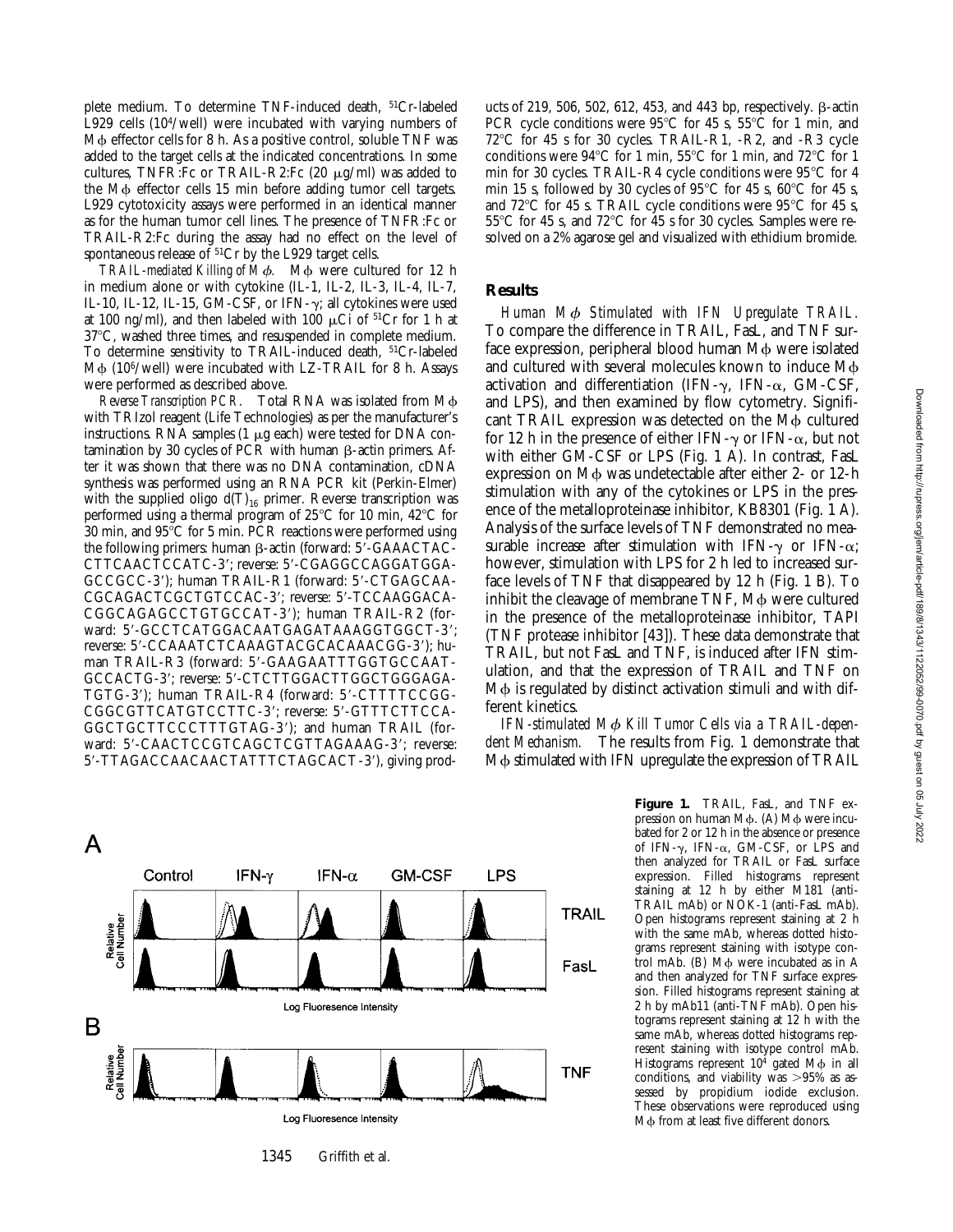plete medium. To determine TNF-induced death, $^{51}$Cr-labeled L929 cells ($10^4$/well) were incubated with varying numbers of Mϕ effector cells for 8 h. As a positive control, soluble TNF was added to the target cells at the indicated concentrations. In some cultures, TNFR:Fc or TRAIL-R2:Fc (20 μg/ml) was added to the Mϕ effector cells 15 min before adding tumor cell targets. L929 cytotoxicity assays were performed in an identical manner as for the human tumor cell lines. The presence of TNFR:Fc or TRAIL-R2:Fc during the assay had no effect on the level of spontaneous release of $^{51}$Cr by the L929 target cells.

*TRAIL-mediated Killing of Mϕ.* Mϕ were cultured for 12 h in medium alone or with cytokine (IL-1, IL-2, IL-3, IL-4, IL-7, IL-10, IL-12, IL-15, GM-CSF, or IFN-γ; all cytokines were used at 100 ng/ml), and then labeled with 100 μCi of $^{51}$Cr for 1 h at 37°C, washed three times, and resuspended in complete medium. To determine sensitivity to TRAIL-induced death, $^{51}$Cr-labeled Mϕ ($10^6$/well) were incubated with LZ-TRAIL for 8 h. Assays were performed as described above.

*Reverse Transcription PCR.* Total RNA was isolated from Mϕ with TRIzol reagent (Life Technologies) as per the manufacturer's instructions. RNA samples (1 μg each) were tested for DNA contamination by 30 cycles of PCR with human β-actin primers. After it was shown that there was no DNA contamination, cDNA synthesis was performed using an RNA PCR kit (Perkin-Elmer) with the supplied oligo $d(T)_{16}$ primer. Reverse transcription was performed using a thermal program of 25°C for 10 min, 42°C for 30 min, and 95°C for 5 min. PCR reactions were performed using the following primers: human β-actin (forward: 5′-GAAACTACCTTCAACTCCATC-3′; reverse: 5′-CGAGGCCAGGATGGAGCCGCC-3′); human TRAIL-R1 (forward: 5′-CTGAGCAACGCAGACTCGCTGTCCAC-3′; reverse: 5′-TCCAAGGACACGGCAGAGCCTGTGCCAT-3′); human TRAIL-R2 (forward: 5′-GCCTCATGGACAATGAGATAAAGGTGGCT-3′; reverse: 5′-CCAAATCTCAAAGTACGCACAAACGG-3′); human TRAIL-R3 (forward: 5′-GAAGAATTTGGTGCCAATGCCACTG-3′; reverse: 5′-CTCTTGGACTTGGCTGGGAGATGTG-3′); human TRAIL-R4 (forward: 5′-CTTTTCCGGCGGCGTTCATGTCCTTC-3′; reverse: 5′-GTTTCTTCCAGGCTGCTTCCCTTTGTAG-3′); and human TRAIL (forward: 5′-CAACTCCGTCAGCTCGTTAGAAAG-3′; reverse: 5′-TTAGACCAACAACTATTTCTAGCACT-3′), giving products of 219, 506, 502, 612, 453, and 443 bp, respectively. β-actin PCR cycle conditions were 95°C for 45 s, 55°C for 1 min, and 72°C for 45 s for 30 cycles. TRAIL-R1, -R2, and -R3 cycle conditions were 94°C for 1 min, 55°C for 1 min, and 72°C for 1 min for 30 cycles. TRAIL-R4 cycle conditions were 95°C for 4 min 15 s, followed by 30 cycles of 95°C for 45 s, 60°C for 45 s, and 72°C for 45 s. TRAIL cycle conditions were 95°C for 45 s, 55°C for 45 s, and 72°C for 45 s for 30 cycles. Samples were resolved on a 2% agarose gel and visualized with ethidium bromide.

## Results

*Human Mϕ Stimulated with IFN Upregulate TRAIL.* To compare the difference in TRAIL, FasL, and TNF surface expression, peripheral blood human Mϕ were isolated and cultured with several molecules known to induce Mϕ activation and differentiation (IFN-γ, IFN-α, GM-CSF, and LPS), and then examined by flow cytometry. Significant TRAIL expression was detected on the Mϕ cultured for 12 h in the presence of either IFN-γ or IFN-α, but not with either GM-CSF or LPS (Fig. 1 A). In contrast, FasL expression on Mϕ was undetectable after either 2- or 12-h stimulation with any of the cytokines or LPS in the presence of the metalloproteinase inhibitor, KB8301 (Fig. 1 A). Analysis of the surface levels of TNF demonstrated no measurable increase after stimulation with IFN-γ or IFN-α; however, stimulation with LPS for 2 h led to increased surface levels of TNF that disappeared by 12 h (Fig. 1 B). To inhibit the cleavage of membrane TNF, Mϕ were cultured in the presence of the metalloproteinase inhibitor, TAPI (TNF protease inhibitor [43]). These data demonstrate that TRAIL, but not FasL and TNF, is induced after IFN stimulation, and that the expression of TRAIL and TNF on Mϕ is regulated by distinct activation stimuli and with different kinetics.

*IFN-stimulated Mϕ Kill Tumor Cells via a TRAIL-dependent Mechanism.* The results from Fig. 1 demonstrate that Mϕ stimulated with IFN upregulate the expression of TRAIL

**Figure 1.** TRAIL, FasL, and TNF expression on human Mϕ. (A) Mϕ were incubated for 2 or 12 h in the absence or presence of IFN-γ, IFN-α, GM-CSF, or LPS and then analyzed for TRAIL or FasL surface expression. Filled histograms represent staining at 12 h by either M181 (anti-TRAIL mAb) or NOK-1 (anti-FasL mAb). Open histograms represent staining at 2 h with the same mAb, whereas dotted histograms represent staining with isotype control mAb. (B) Mϕ were incubated as in A and then analyzed for TNF surface expression. Filled histograms represent staining at 2 h by mAb11 (anti-TNF mAb). Open histograms represent staining at 12 h with the same mAb, whereas dotted histograms represent staining with isotype control mAb. Histograms represent $10^4$ gated Mϕ in all conditions, and viability was >95% as assessed by propidium iodide exclusion. These observations were reproduced using Mϕ from at least five different donors.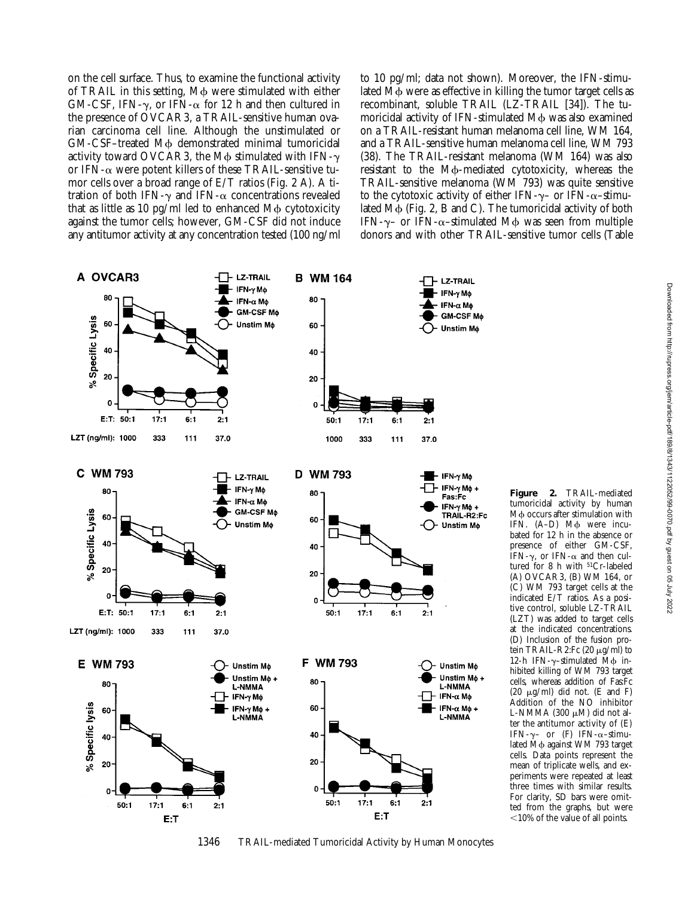on the cell surface. Thus, to examine the functional activity of TRAIL in this setting, Mϕ were stimulated with either GM-CSF, IFN-γ, or IFN-α for 12 h and then cultured in the presence of OVCAR3, a TRAIL-sensitive human ovarian carcinoma cell line. Although the unstimulated or GM-CSF–treated Mϕ demonstrated minimal tumoricidal activity toward OVCAR3, the Mϕ stimulated with IFN-γ or IFN-α were potent killers of these TRAIL-sensitive tumor cells over a broad range of E/T ratios (Fig. 2 A). A titration of both IFN-γ and IFN-α concentrations revealed that as little as 10 pg/ml led to enhanced Mϕ cytotoxicity against the tumor cells; however, GM-CSF did not induce any antitumor activity at any concentration tested (100 ng/ml to 10 pg/ml; data not shown). Moreover, the IFN-stimulated Mϕ were as effective in killing the tumor target cells as recombinant, soluble TRAIL (LZ-TRAIL [34]). The tumoricidal activity of IFN-stimulated Mϕ was also examined on a TRAIL-resistant human melanoma cell line, WM 164, and a TRAIL-sensitive human melanoma cell line, WM 793 (38). The TRAIL-resistant melanoma (WM 164) was also resistant to the Mϕ-mediated cytotoxicity, whereas the TRAIL-sensitive melanoma (WM 793) was quite sensitive to the cytotoxic activity of either IFN-γ– or IFN-α–stimulated Mϕ (Fig. 2, B and C). The tumoricidal activity of both IFN-γ– or IFN-α–stimulated Mϕ was seen from multiple donors and with other TRAIL-sensitive tumor cells (Table

**Figure 2.** TRAIL-mediated tumoricidal activity by human Mϕ occurs after stimulation with IFN. (A–D) Mϕ were incubated for 12 h in the absence or presence of either GM-CSF, IFN-γ, or IFN-α and then cultured for 8 h with $^{51}Cr$-labeled (A) OVCAR3, (B) WM 164, or (C) WM 793 target cells at the indicated E/T ratios. As a positive control, soluble LZ-TRAIL (LZT) was added to target cells at the indicated concentrations. (D) Inclusion of the fusion protein TRAIL-R2:Fc (20 μg/ml) to 12-h IFN-γ–stimulated Mϕ inhibited killing of WM 793 target cells, whereas addition of Fas:Fc (20 μg/ml) did not. (E and F) Addition of the NO inhibitor L-NMMA (300 μM) did not alter the antitumor activity of (E) IFN-γ– or (F) IFN-α–stimulated Mϕ against WM 793 target cells. Data points represent the mean of triplicate wells, and experiments were repeated at least three times with similar results. For clarity, SD bars were omitted from the graphs, but were <10% of the value of all points.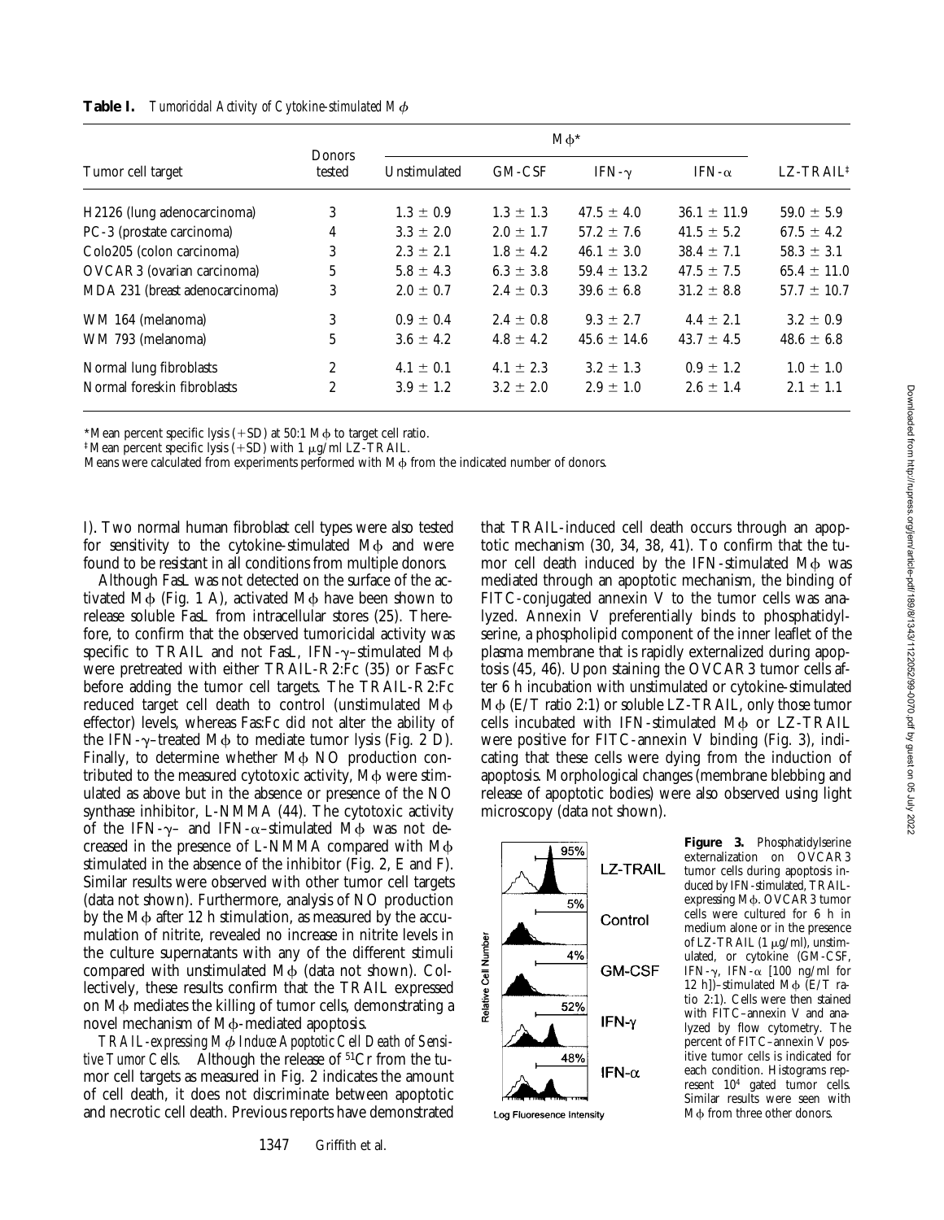**Table I.** *Tumoricidal Activity of Cytokine-stimulated Mϕ*

| Tumor cell target | Donors tested | Mϕ* | | | | LZ-TRAIL‡ |
|---|---|---|---|---|---|---|
| | | Unstimulated | GM-CSF | IFN-γ | IFN-α | |
| H2126 (lung adenocarcinoma) | 3 | 1.3 ± 0.9 | 1.3 ± 1.3 | 47.5 ± 4.0 | 36.1 ± 11.9 | 59.0 ± 5.9 |
| PC-3 (prostate carcinoma) | 4 | 3.3 ± 2.0 | 2.0 ± 1.7 | 57.2 ± 7.6 | 41.5 ± 5.2 | 67.5 ± 4.2 |
| Colo205 (colon carcinoma) | 3 | 2.3 ± 2.1 | 1.8 ± 4.2 | 46.1 ± 3.0 | 38.4 ± 7.1 | 58.3 ± 3.1 |
| OVCAR3 (ovarian carcinoma) | 5 | 5.8 ± 4.3 | 6.3 ± 3.8 | 59.4 ± 13.2 | 47.5 ± 7.5 | 65.4 ± 11.0 |
| MDA 231 (breast adenocarcinoma) | 3 | 2.0 ± 0.7 | 2.4 ± 0.3 | 39.6 ± 6.8 | 31.2 ± 8.8 | 57.7 ± 10.7 |
| WM 164 (melanoma) | 3 | 0.9 ± 0.4 | 2.4 ± 0.8 | 9.3 ± 2.7 | 4.4 ± 2.1 | 3.2 ± 0.9 |
| WM 793 (melanoma) | 5 | 3.6 ± 4.2 | 4.8 ± 4.2 | 45.6 ± 14.6 | 43.7 ± 4.5 | 48.6 ± 6.8 |
| Normal lung fibroblasts | 2 | 4.1 ± 0.1 | 4.1 ± 2.3 | 3.2 ± 1.3 | 0.9 ± 1.2 | 1.0 ± 1.0 |
| Normal foreskin fibroblasts | 2 | 3.9 ± 1.2 | 3.2 ± 2.0 | 2.9 ± 1.0 | 2.6 ± 1.4 | 2.1 ± 1.1 |

*Mean percent specific lysis (+SD) at 50:1 Mϕ to target cell ratio.
‡Mean percent specific lysis (+SD) with 1 μg/ml LZ-TRAIL.
Means were calculated from experiments performed with Mϕ from the indicated number of donors.

I). Two normal human fibroblast cell types were also tested for sensitivity to the cytokine-stimulated Mϕ and were found to be resistant in all conditions from multiple donors.

Although FasL was not detected on the surface of the activated Mϕ (Fig. 1 A), activated Mϕ have been shown to release soluble FasL from intracellular stores (25). Therefore, to confirm that the observed tumoricidal activity was specific to TRAIL and not FasL, IFN-γ–stimulated Mϕ were pretreated with either TRAIL-R2:Fc (35) or Fas:Fc before adding the tumor cell targets. The TRAIL-R2:Fc reduced target cell death to control (unstimulated Mϕ effector) levels, whereas Fas:Fc did not alter the ability of the IFN-γ–treated Mϕ to mediate tumor lysis (Fig. 2 D). Finally, to determine whether Mϕ NO production contributed to the measured cytotoxic activity, Mϕ were stimulated as above but in the absence or presence of the NO synthase inhibitor, L-NMMA (44). The cytotoxic activity of the IFN-γ– and IFN-α–stimulated Mϕ was not decreased in the presence of L-NMMA compared with Mϕ stimulated in the absence of the inhibitor (Fig. 2, E and F). Similar results were observed with other tumor cell targets (data not shown). Furthermore, analysis of NO production by the Mϕ after 12 h stimulation, as measured by the accumulation of nitrite, revealed no increase in nitrite levels in the culture supernatants with any of the different stimuli compared with unstimulated Mϕ (data not shown). Collectively, these results confirm that the TRAIL expressed on Mϕ mediates the killing of tumor cells, demonstrating a novel mechanism of Mϕ-mediated apoptosis.

*TRAIL-expressing Mϕ Induce Apoptotic Cell Death of Sensitive Tumor Cells.* Although the release of $^{51}$Cr from the tumor cell targets as measured in Fig. 2 indicates the amount of cell death, it does not discriminate between apoptotic and necrotic cell death. Previous reports have demonstrated that TRAIL-induced cell death occurs through an apoptotic mechanism (30, 34, 38, 41). To confirm that the tumor cell death induced by the IFN-stimulated Mϕ was mediated through an apoptotic mechanism, the binding of FITC-conjugated annexin V to the tumor cells was analyzed. Annexin V preferentially binds to phosphatidylserine, a phospholipid component of the inner leaflet of the plasma membrane that is rapidly externalized during apoptosis (45, 46). Upon staining the OVCAR3 tumor cells after 6 h incubation with unstimulated or cytokine-stimulated Mϕ (E/T ratio 2:1) or soluble LZ-TRAIL, only those tumor cells incubated with IFN-stimulated Mϕ or LZ-TRAIL were positive for FITC-annexin V binding (Fig. 3), indicating that these cells were dying from the induction of apoptosis. Morphological changes (membrane blebbing and release of apoptotic bodies) were also observed using light microscopy (data not shown).

**Figure 3.** Phosphatidylserine externalization on OVCAR3 tumor cells during apoptosis induced by IFN-stimulated, TRAIL-expressing Mϕ. OVCAR3 tumor cells were cultured for 6 h in medium alone or in the presence of LZ-TRAIL (1 μg/ml), unstimulated, or cytokine (GM-CSF, IFN-γ, IFN-α [100 ng/ml for 12 h])–stimulated Mϕ (E/T ratio 2:1). Cells were then stained with FITC–annexin V and analyzed by flow cytometry. The percent of FITC–annexin V positive tumor cells is indicated for each condition. Histograms represent $10^4$ gated tumor cells. Similar results were seen with Mϕ from three other donors.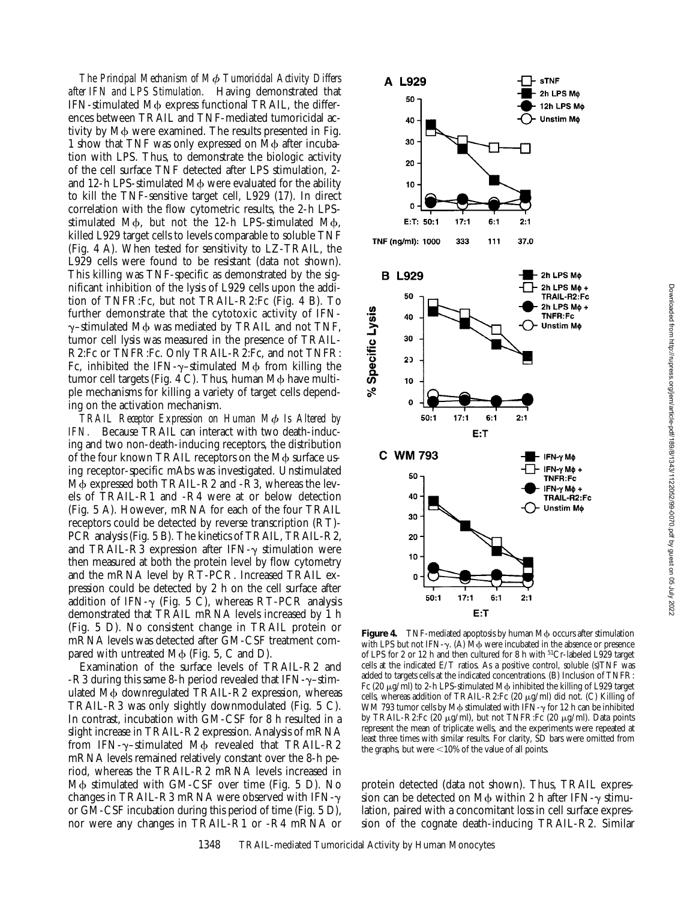*The Principal Mechanism of Mφ Tumoricidal Activity Differs after IFN and LPS Stimulation.* Having demonstrated that IFN-stimulated Mφ express functional TRAIL, the differences between TRAIL and TNF-mediated tumoricidal activity by Mφ were examined. The results presented in Fig. 1 show that TNF was only expressed on Mφ after incubation with LPS. Thus, to demonstrate the biologic activity of the cell surface TNF detected after LPS stimulation, 2- and 12-h LPS-stimulated Mφ were evaluated for the ability to kill the TNF-sensitive target cell, L929 (17). In direct correlation with the flow cytometric results, the 2-h LPS-stimulated Mφ, but not the 12-h LPS-stimulated Mφ, killed L929 target cells to levels comparable to soluble TNF (Fig. 4 A). When tested for sensitivity to LZ-TRAIL, the L929 cells were found to be resistant (data not shown). This killing was TNF-specific as demonstrated by the significant inhibition of the lysis of L929 cells upon the addition of TNFR:Fc, but not TRAIL-R2:Fc (Fig. 4 B). To further demonstrate that the cytotoxic activity of IFN-γ–stimulated Mφ was mediated by TRAIL and not TNF, tumor cell lysis was measured in the presence of TRAIL-R2:Fc or TNFR:Fc. Only TRAIL-R2:Fc, and not TNFR:Fc, inhibited the IFN-γ–stimulated Mφ from killing the tumor cell targets (Fig. 4 C). Thus, human Mφ have multiple mechanisms for killing a variety of target cells depending on the activation mechanism.

*TRAIL Receptor Expression on Human Mφ Is Altered by IFN.* Because TRAIL can interact with two death-inducing and two non-death-inducing receptors, the distribution of the four known TRAIL receptors on the Mφ surface using receptor-specific mAbs was investigated. Unstimulated Mφ expressed both TRAIL-R2 and -R3, whereas the levels of TRAIL-R1 and -R4 were at or below detection (Fig. 5 A). However, mRNA for each of the four TRAIL receptors could be detected by reverse transcription (RT)-PCR analysis (Fig. 5 B). The kinetics of TRAIL, TRAIL-R2, and TRAIL-R3 expression after IFN-γ stimulation were then measured at both the protein level by flow cytometry and the mRNA level by RT-PCR. Increased TRAIL expression could be detected by 2 h on the cell surface after addition of IFN-γ (Fig. 5 C), whereas RT-PCR analysis demonstrated that TRAIL mRNA levels increased by 1 h (Fig. 5 D). No consistent change in TRAIL protein or mRNA levels was detected after GM-CSF treatment compared with untreated Mφ (Fig. 5, C and D).

Examination of the surface levels of TRAIL-R2 and -R3 during this same 8-h period revealed that IFN-γ–stimulated Mφ downregulated TRAIL-R2 expression, whereas TRAIL-R3 was only slightly downmodulated (Fig. 5 C). In contrast, incubation with GM-CSF for 8 h resulted in a slight increase in TRAIL-R2 expression. Analysis of mRNA from IFN-γ–stimulated Mφ revealed that TRAIL-R2 mRNA levels remained relatively constant over the 8-h period, whereas the TRAIL-R2 mRNA levels increased in Mφ stimulated with GM-CSF over time (Fig. 5 D). No changes in TRAIL-R3 mRNA were observed with IFN-γ or GM-CSF incubation during this period of time (Fig. 5 D), nor were any changes in TRAIL-R1 or -R4 mRNA or protein detected (data not shown). Thus, TRAIL expression can be detected on Mφ within 2 h after IFN-γ stimulation, paired with a concomitant loss in cell surface expression of the cognate death-inducing TRAIL-R2. Similar

**Figure 4.** TNF-mediated apoptosis by human Mφ occurs after stimulation with LPS but not IFN-γ. (A) Mφ were incubated in the absence or presence of LPS for 2 or 12 h and then cultured for 8 h with $^{51}$Cr-labeled L929 target cells at the indicated E/T ratios. As a positive control, soluble (s)TNF was added to targets cells at the indicated concentrations. (B) Inclusion of TNFR:Fc (20 μg/ml) to 2-h LPS-stimulated Mφ inhibited the killing of L929 target cells, whereas addition of TRAIL-R2:Fc (20 μg/ml) did not. (C) Killing of WM 793 tumor cells by Mφ stimulated with IFN-γ for 12 h can be inhibited by TRAIL-R2:Fc (20 μg/ml), but not TNFR:Fc (20 μg/ml). Data points represent the mean of triplicate wells, and the experiments were repeated at least three times with similar results. For clarity, SD bars were omitted from the graphs, but were <10% of the value of all points.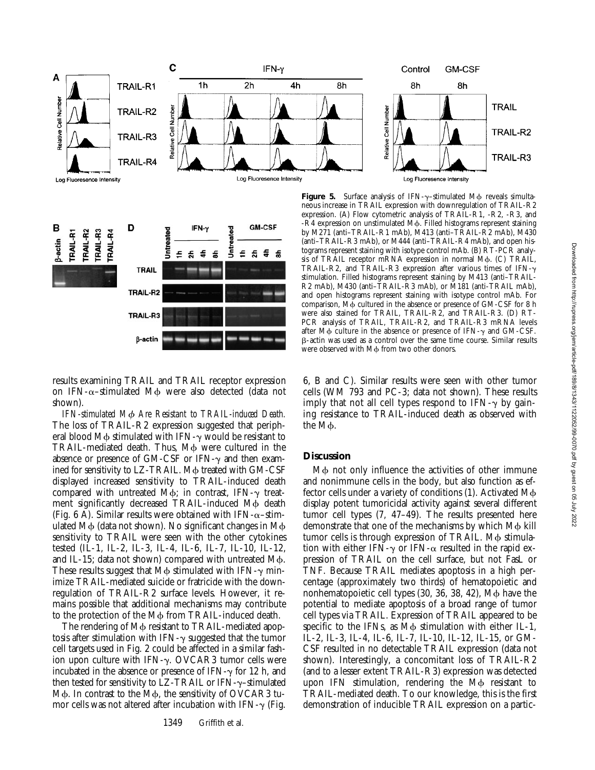**Figure 5.** Surface analysis of IFN-γ–stimulated Mϕ reveals simultaneous increase in TRAIL expression with downregulation of TRAIL-R2 expression. (A) Flow cytometric analysis of TRAIL-R1, -R2, -R3, and -R4 expression on unstimulated Mϕ. Filled histograms represent staining by M271 (anti–TRAIL-R1 mAb), M413 (anti–TRAIL-R2 mAb), M430 (anti–TRAIL-R3 mAb), or M444 (anti–TRAIL-R4 mAb), and open histograms represent staining with isotype control mAb. (B) RT-PCR analysis of TRAIL receptor mRNA expression in normal Mϕ. (C) TRAIL, TRAIL-R2, and TRAIL-R3 expression after various times of IFN-γ stimulation. Filled histograms represent staining by M413 (anti–TRAIL-R2 mAb), M430 (anti–TRAIL-R3 mAb), or M181 (anti-TRAIL mAb), and open histograms represent staining with isotype control mAb. For comparison, Mϕ cultured in the absence or presence of GM-CSF for 8 h were also stained for TRAIL, TRAIL-R2, and TRAIL-R3. (D) RT-PCR analysis of TRAIL, TRAIL-R2, and TRAIL-R3 mRNA levels after Mϕ culture in the absence or presence of IFN-γ and GM-CSF. β-actin was used as a control over the same time course. Similar results were observed with Mϕ from two other donors.

results examining TRAIL and TRAIL receptor expression on IFN-α–stimulated Mϕ were also detected (data not shown).

*IFN-stimulated Mϕ Are Resistant to TRAIL-induced Death.* The loss of TRAIL-R2 expression suggested that peripheral blood Mϕ stimulated with IFN-γ would be resistant to TRAIL-mediated death. Thus, Mϕ were cultured in the absence or presence of GM-CSF or IFN-γ and then examined for sensitivity to LZ-TRAIL. Mϕ treated with GM-CSF displayed increased sensitivity to TRAIL-induced death compared with untreated Mϕ; in contrast, IFN-γ treatment significantly decreased TRAIL-induced Mϕ death (Fig. 6 A). Similar results were obtained with IFN-α–stimulated Mϕ (data not shown). No significant changes in Mϕ sensitivity to TRAIL were seen with the other cytokines tested (IL-1, IL-2, IL-3, IL-4, IL-6, IL-7, IL-10, IL-12, and IL-15; data not shown) compared with untreated Mϕ. These results suggest that Mϕ stimulated with IFN-γ minimize TRAIL-mediated suicide or fratricide with the downregulation of TRAIL-R2 surface levels. However, it remains possible that additional mechanisms may contribute to the protection of the Mϕ from TRAIL-induced death.

The rendering of Mϕ resistant to TRAIL-mediated apoptosis after stimulation with IFN-γ suggested that the tumor cell targets used in Fig. 2 could be affected in a similar fashion upon culture with IFN-γ. OVCAR3 tumor cells were incubated in the absence or presence of IFN-γ for 12 h, and then tested for sensitivity to LZ-TRAIL or IFN-γ–stimulated Mϕ. In contrast to the Mϕ, the sensitivity of OVCAR3 tumor cells was not altered after incubation with IFN-γ (Fig. 6, B and C). Similar results were seen with other tumor cells (WM 793 and PC-3; data not shown). These results imply that not all cell types respond to IFN-γ by gaining resistance to TRAIL-induced death as observed with the Mϕ.

## Discussion

Mϕ not only influence the activities of other immune and nonimmune cells in the body, but also function as effector cells under a variety of conditions (1). Activated Mϕ display potent tumoricidal activity against several different tumor cell types (7, 47–49). The results presented here demonstrate that one of the mechanisms by which Mϕ kill tumor cells is through expression of TRAIL. Mϕ stimulation with either IFN-γ or IFN-α resulted in the rapid expression of TRAIL on the cell surface, but not FasL or TNF. Because TRAIL mediates apoptosis in a high percentage (approximately two thirds) of hematopoietic and nonhematopoietic cell types (30, 36, 38, 42), Mϕ have the potential to mediate apoptosis of a broad range of tumor cell types via TRAIL. Expression of TRAIL appeared to be specific to the IFNs, as Mϕ stimulation with either IL-1, IL-2, IL-3, IL-4, IL-6, IL-7, IL-10, IL-12, IL-15, or GM-CSF resulted in no detectable TRAIL expression (data not shown). Interestingly, a concomitant loss of TRAIL-R2 (and to a lesser extent TRAIL-R3) expression was detected upon IFN stimulation, rendering the Mϕ resistant to TRAIL-mediated death. To our knowledge, this is the first demonstration of inducible TRAIL expression on a partic-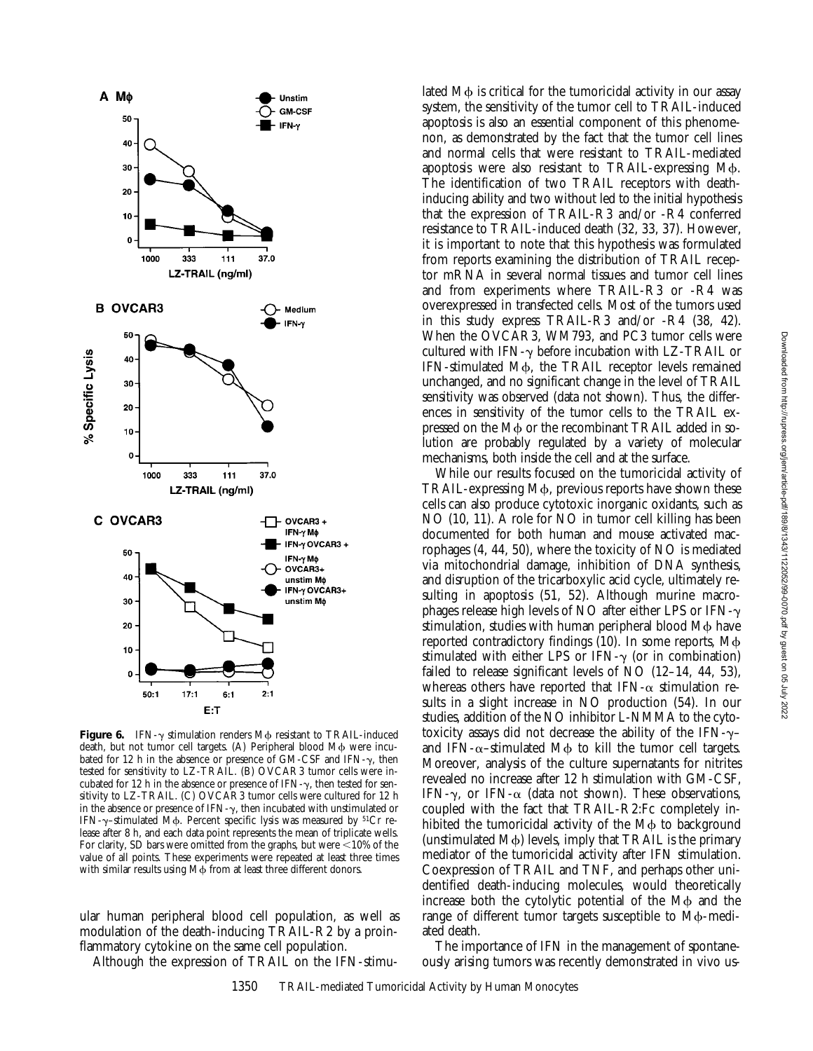**Figure 6.** IFN-γ stimulation renders Mϕ resistant to TRAIL-induced death, but not tumor cell targets. (A) Peripheral blood Mϕ were incubated for 12 h in the absence or presence of GM-CSF and IFN-γ, then tested for sensitivity to LZ-TRAIL. (B) OVCAR3 tumor cells were incubated for 12 h in the absence or presence of IFN-γ, then tested for sensitivity to LZ-TRAIL. (C) OVCAR3 tumor cells were cultured for 12 h in the absence or presence of IFN-γ, then incubated with unstimulated or IFN-γ–stimulated Mϕ. Percent specific lysis was measured by $^{51}Cr$ release after 8 h, and each data point represents the mean of triplicate wells. For clarity, SD bars were omitted from the graphs, but were <10% of the value of all points. These experiments were repeated at least three times with similar results using Mϕ from at least three different donors.

ular human peripheral blood cell population, as well as modulation of the death-inducing TRAIL-R2 by a proinflammatory cytokine on the same cell population.

Although the expression of TRAIL on the IFN-stimulated Mϕ is critical for the tumoricidal activity in our assay system, the sensitivity of the tumor cell to TRAIL-induced apoptosis is also an essential component of this phenomenon, as demonstrated by the fact that the tumor cell lines and normal cells that were resistant to TRAIL-mediated apoptosis were also resistant to TRAIL-expressing Mϕ. The identification of two TRAIL receptors with death-inducing ability and two without led to the initial hypothesis that the expression of TRAIL-R3 and/or -R4 conferred resistance to TRAIL-induced death (32, 33, 37). However, it is important to note that this hypothesis was formulated from reports examining the distribution of TRAIL receptor mRNA in several normal tissues and tumor cell lines and from experiments where TRAIL-R3 or -R4 was overexpressed in transfected cells. Most of the tumors used in this study express TRAIL-R3 and/or -R4 (38, 42). When the OVCAR3, WM793, and PC3 tumor cells were cultured with IFN-γ before incubation with LZ-TRAIL or IFN-stimulated Mϕ, the TRAIL receptor levels remained unchanged, and no significant change in the level of TRAIL sensitivity was observed (data not shown). Thus, the differences in sensitivity of the tumor cells to the TRAIL expressed on the Mϕ or the recombinant TRAIL added in solution are probably regulated by a variety of molecular mechanisms, both inside the cell and at the surface.

While our results focused on the tumoricidal activity of TRAIL-expressing Mϕ, previous reports have shown these cells can also produce cytotoxic inorganic oxidants, such as NO (10, 11). A role for NO in tumor cell killing has been documented for both human and mouse activated macrophages (4, 44, 50), where the toxicity of NO is mediated via mitochondrial damage, inhibition of DNA synthesis, and disruption of the tricarboxylic acid cycle, ultimately resulting in apoptosis (51, 52). Although murine macrophages release high levels of NO after either LPS or IFN-γ stimulation, studies with human peripheral blood Mϕ have reported contradictory findings (10). In some reports, Mϕ stimulated with either LPS or IFN-γ (or in combination) failed to release significant levels of NO (12–14, 44, 53), whereas others have reported that IFN-α stimulation results in a slight increase in NO production (54). In our studies, addition of the NO inhibitor L-NMMA to the cytotoxicity assays did not decrease the ability of the IFN-γ– and IFN-α–stimulated Mϕ to kill the tumor cell targets. Moreover, analysis of the culture supernatants for nitrites revealed no increase after 12 h stimulation with GM-CSF, IFN-γ, or IFN-α (data not shown). These observations, coupled with the fact that TRAIL-R2:Fc completely inhibited the tumoricidal activity of the Mϕ to background (unstimulated Mϕ) levels, imply that TRAIL is the primary mediator of the tumoricidal activity after IFN stimulation. Coexpression of TRAIL and TNF, and perhaps other unidentified death-inducing molecules, would theoretically increase both the cytolytic potential of the Mϕ and the range of different tumor targets susceptible to Mϕ-mediated death.

The importance of IFN in the management of spontaneously arising tumors was recently demonstrated in vivo us-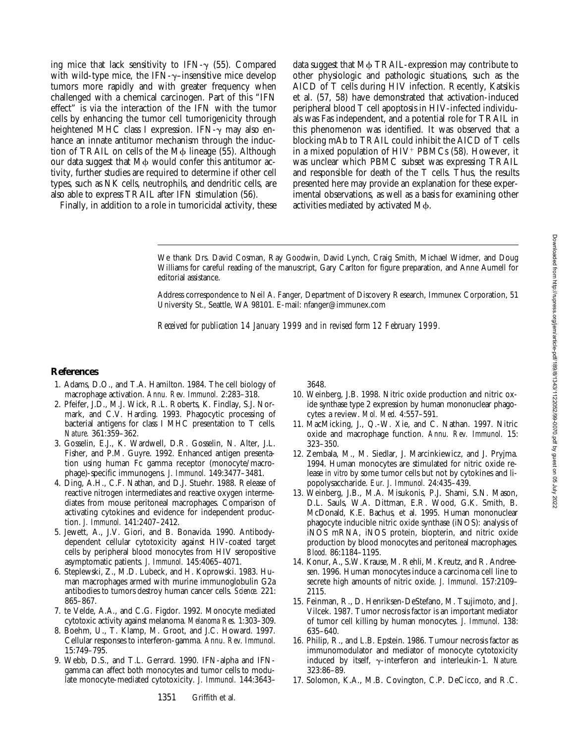ing mice that lack sensitivity to IFN-$\gamma$ (55). Compared with wild-type mice, the IFN-$\gamma$–insensitive mice develop tumors more rapidly and with greater frequency when challenged with a chemical carcinogen. Part of this "IFN effect" is via the interaction of the IFN with the tumor cells by enhancing the tumor cell tumorigenicity through heightened MHC class I expression. IFN-$\gamma$ may also enhance an innate antitumor mechanism through the induction of TRAIL on cells of the M$\phi$ lineage (55). Although our data suggest that M$\phi$ would confer this antitumor activity, further studies are required to determine if other cell types, such as NK cells, neutrophils, and dendritic cells, are also able to express TRAIL after IFN stimulation (56).

Finally, in addition to a role in tumoricidal activity, these data suggest that M$\phi$ TRAIL-expression may contribute to other physiologic and pathologic situations, such as the AICD of T cells during HIV infection. Recently, Katsikis et al. (57, 58) have demonstrated that activation-induced peripheral blood T cell apoptosis in HIV-infected individuals was Fas independent, and a potential role for TRAIL in this phenomenon was identified. It was observed that a blocking mAb to TRAIL could inhibit the AICD of T cells in a mixed population of HIV$^+$ PBMCs (58). However, it was unclear which PBMC subset was expressing TRAIL and responsible for death of the T cells. Thus, the results presented here may provide an explanation for these experimental observations, as well as a basis for examining other activities mediated by activated M$\phi$.

We thank Drs. David Cosman, Ray Goodwin, David Lynch, Craig Smith, Michael Widmer, and Doug Williams for careful reading of the manuscript, Gary Carlton for figure preparation, and Anne Aumell for editorial assistance.

Address correspondence to Neil A. Fanger, Department of Discovery Research, Immunex Corporation, 51 University St., Seattle, WA 98101. E-mail: nfanger@immunex.com

*Received for publication 14 January 1999 and in revised form 12 February 1999.*

## References

1. Adams, D.O., and T.A. Hamilton. 1984. The cell biology of macrophage activation. *Annu. Rev. Immunol.* 2:283–318.
2. Pfeifer, J.D., M.J. Wick, R.L. Roberts, K. Findlay, S.J. Normark, and C.V. Harding. 1993. Phagocytic processing of bacterial antigens for class I MHC presentation to T cells. *Nature.* 361:359–362.
3. Gosselin, E.J., K. Wardwell, D.R. Gosselin, N. Alter, J.L. Fisher, and P.M. Guyre. 1992. Enhanced antigen presentation using human Fc gamma receptor (monocyte/macrophage)-specific immunogens. *J. Immunol.* 149:3477–3481.
4. Ding, A.H., C.F. Nathan, and D.J. Stuehr. 1988. Release of reactive nitrogen intermediates and reactive oxygen intermediates from mouse peritoneal macrophages. Comparison of activating cytokines and evidence for independent production. *J. Immunol.* 141:2407–2412.
5. Jewett, A., J.V. Giori, and B. Bonavida. 1990. Antibody-dependent cellular cytotoxicity against HIV-coated target cells by peripheral blood monocytes from HIV seropositive asymptomatic patients. *J. Immunol.* 145:4065–4071.
6. Steplewski, Z., M.D. Lubeck, and H. Koprowski. 1983. Human macrophages armed with murine immunoglobulin G2a antibodies to tumors destroy human cancer cells. *Science.* 221: 865–867.
7. te Velde, A.A., and C.G. Figdor. 1992. Monocyte mediated cytotoxic activity against melanoma. *Melanoma Res.* 1:303–309.
8. Boehm, U., T. Klamp, M. Groot, and J.C. Howard. 1997. Cellular responses to interferon-gamma. *Annu. Rev. Immunol.* 15:749–795.
9. Webb, D.S., and T.L. Gerrard. 1990. IFN-alpha and IFN-gamma can affect both monocytes and tumor cells to modulate monocyte-mediated cytotoxicity. *J. Immunol.* 144:3643–3648.
10. Weinberg, J.B. 1998. Nitric oxide production and nitric oxide synthase type 2 expression by human mononuclear phagocytes: a review. *Mol. Med.* 4:557–591.
11. MacMicking, J., Q.-W. Xie, and C. Nathan. 1997. Nitric oxide and macrophage function. *Annu. Rev. Immunol.* 15: 323–350.
12. Zembala, M., M. Siedlar, J. Marcinkiewicz, and J. Pryjma. 1994. Human monocytes are stimulated for nitric oxide release *in vitro* by some tumor cells but not by cytokines and lipopolysaccharide. *Eur. J. Immunol.* 24:435–439.
13. Weinberg, J.B., M.A. Misukonis, P.J. Shami, S.N. Mason, D.L. Sauls, W.A. Dittman, E.R. Wood, G.K. Smith, B. McDonald, K.E. Bachus, et al. 1995. Human mononuclear phagocyte inducible nitric oxide synthase (iNOS): analysis of iNOS mRNA, iNOS protein, biopterin, and nitric oxide production by blood monocytes and peritoneal macrophages. *Blood.* 86:1184–1195.
14. Konur, A., S.W. Krause, M. Rehli, M. Kreutz, and R. Andreesen. 1996. Human monocytes induce a carcinoma cell line to secrete high amounts of nitric oxide. *J. Immunol.* 157:2109–2115.
15. Feinman, R., D. Henriksen-DeStefano, M. Tsujimoto, and J. Vilcek. 1987. Tumor necrosis factor is an important mediator of tumor cell killing by human monocytes. *J. Immunol.* 138: 635–640.
16. Philip, R., and L.B. Epstein. 1986. Tumour necrosis factor as immunomodulator and mediator of monocyte cytotoxicity induced by itself, $\gamma$-interferon and interleukin-1. *Nature.* 323:86–89.
17. Solomon, K.A., M.B. Covington, C.P. DeCicco, and R.C.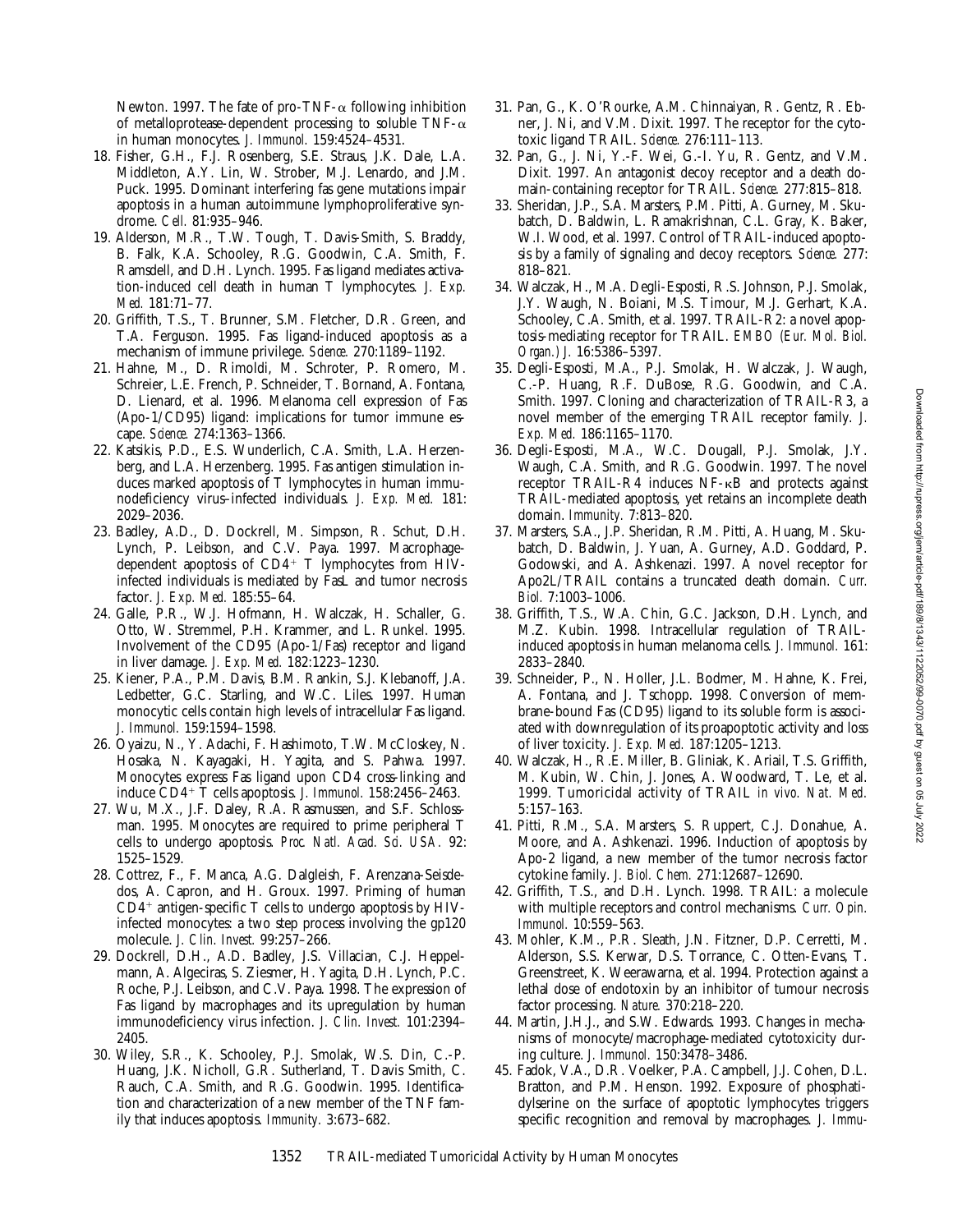Newton. 1997. The fate of pro-TNF-α following inhibition of metalloprotease-dependent processing to soluble TNF-α in human monocytes. *J. Immunol.* 159:4524–4531.

18. Fisher, G.H., F.J. Rosenberg, S.E. Straus, J.K. Dale, L.A. Middleton, A.Y. Lin, W. Strober, M.J. Lenardo, and J.M. Puck. 1995. Dominant interfering fas gene mutations impair apoptosis in a human autoimmune lymphoproliferative syndrome. *Cell.* 81:935–946.
19. Alderson, M.R., T.W. Tough, T. Davis-Smith, S. Braddy, B. Falk, K.A. Schooley, R.G. Goodwin, C.A. Smith, F. Ramsdell, and D.H. Lynch. 1995. Fas ligand mediates activation-induced cell death in human T lymphocytes. *J. Exp. Med.* 181:71–77.
20. Griffith, T.S., T. Brunner, S.M. Fletcher, D.R. Green, and T.A. Ferguson. 1995. Fas ligand-induced apoptosis as a mechanism of immune privilege. *Science.* 270:1189–1192.
21. Hahne, M., D. Rimoldi, M. Schroter, P. Romero, M. Schreier, L.E. French, P. Schneider, T. Bornand, A. Fontana, D. Lienard, et al. 1996. Melanoma cell expression of Fas (Apo-1/CD95) ligand: implications for tumor immune escape. *Science.* 274:1363–1366.
22. Katsikis, P.D., E.S. Wunderlich, C.A. Smith, L.A. Herzenberg, and L.A. Herzenberg. 1995. Fas antigen stimulation induces marked apoptosis of T lymphocytes in human immunodeficiency virus–infected individuals. *J. Exp. Med.* 181: 2029–2036.
23. Badley, A.D., D. Dockrell, M. Simpson, R. Schut, D.H. Lynch, P. Leibson, and C.V. Paya. 1997. Macrophage-dependent apoptosis of CD4$^+$ T lymphocytes from HIV-infected individuals is mediated by FasL and tumor necrosis factor. *J. Exp. Med.* 185:55–64.
24. Galle, P.R., W.J. Hofmann, H. Walczak, H. Schaller, G. Otto, W. Stremmel, P.H. Krammer, and L. Runkel. 1995. Involvement of the CD95 (Apo-1/Fas) receptor and ligand in liver damage. *J. Exp. Med.* 182:1223–1230.
25. Kiener, P.A., P.M. Davis, B.M. Rankin, S.J. Klebanoff, J.A. Ledbetter, G.C. Starling, and W.C. Liles. 1997. Human monocytic cells contain high levels of intracellular Fas ligand. *J. Immunol.* 159:1594–1598.
26. Oyaizu, N., Y. Adachi, F. Hashimoto, T.W. McCloskey, N. Hosaka, N. Kayagaki, H. Yagita, and S. Pahwa. 1997. Monocytes express Fas ligand upon CD4 cross-linking and induce CD4$^+$ T cells apoptosis. *J. Immunol.* 158:2456–2463.
27. Wu, M.X., J.F. Daley, R.A. Rasmussen, and S.F. Schlossman. 1995. Monocytes are required to prime peripheral T cells to undergo apoptosis. *Proc. Natl. Acad. Sci. USA.* 92: 1525–1529.
28. Cottrez, F., F. Manca, A.G. Dalgleish, F. Arenzana-Seisdedos, A. Capron, and H. Groux. 1997. Priming of human CD4$^+$ antigen-specific T cells to undergo apoptosis by HIV-infected monocytes: a two step process involving the gp120 molecule. *J. Clin. Invest.* 99:257–266.
29. Dockrell, D.H., A.D. Badley, J.S. Villacian, C.J. Heppelmann, A. Algeciras, S. Ziesmer, H. Yagita, D.H. Lynch, P.C. Roche, P.J. Leibson, and C.V. Paya. 1998. The expression of Fas ligand by macrophages and its upregulation by human immunodeficiency virus infection. *J. Clin. Invest.* 101:2394–2405.
30. Wiley, S.R., K. Schooley, P.J. Smolak, W.S. Din, C.-P. Huang, J.K. Nicholl, G.R. Sutherland, T. Davis Smith, C. Rauch, C.A. Smith, and R.G. Goodwin. 1995. Identification and characterization of a new member of the TNF family that induces apoptosis. *Immunity.* 3:673–682.
31. Pan, G., K. O'Rourke, A.M. Chinnaiyan, R. Gentz, R. Ebner, J. Ni, and V.M. Dixit. 1997. The receptor for the cytotoxic ligand TRAIL. *Science.* 276:111–113.
32. Pan, G., J. Ni, Y.-F. Wei, G.-l. Yu, R. Gentz, and V.M. Dixit. 1997. An antagonist decoy receptor and a death domain-containing receptor for TRAIL. *Science.* 277:815–818.
33. Sheridan, J.P., S.A. Marsters, P.M. Pitti, A. Gurney, M. Skubatch, D. Baldwin, L. Ramakrishnan, C.L. Gray, K. Baker, W.I. Wood, et al. 1997. Control of TRAIL-induced apoptosis by a family of signaling and decoy receptors. *Science.* 277: 818–821.
34. Walczak, H., M.A. Degli-Esposti, R.S. Johnson, P.J. Smolak, J.Y. Waugh, N. Boiani, M.S. Timour, M.J. Gerhart, K.A. Schooley, C.A. Smith, et al. 1997. TRAIL-R2: a novel apoptosis-mediating receptor for TRAIL. *EMBO (Eur. Mol. Biol. Organ.) J.* 16:5386–5397.
35. Degli-Esposti, M.A., P.J. Smolak, H. Walczak, J. Waugh, C.-P. Huang, R.F. DuBose, R.G. Goodwin, and C.A. Smith. 1997. Cloning and characterization of TRAIL-R3, a novel member of the emerging TRAIL receptor family. *J. Exp. Med.* 186:1165–1170.
36. Degli-Esposti, M.A., W.C. Dougall, P.J. Smolak, J.Y. Waugh, C.A. Smith, and R.G. Goodwin. 1997. The novel receptor TRAIL-R4 induces NF-κB and protects against TRAIL-mediated apoptosis, yet retains an incomplete death domain. *Immunity.* 7:813–820.
37. Marsters, S.A., J.P. Sheridan, R.M. Pitti, A. Huang, M. Skubatch, D. Baldwin, J. Yuan, A. Gurney, A.D. Goddard, P. Godowski, and A. Ashkenazi. 1997. A novel receptor for Apo2L/TRAIL contains a truncated death domain. *Curr. Biol.* 7:1003–1006.
38. Griffith, T.S., W.A. Chin, G.C. Jackson, D.H. Lynch, and M.Z. Kubin. 1998. Intracellular regulation of TRAIL-induced apoptosis in human melanoma cells. *J. Immunol.* 161: 2833–2840.
39. Schneider, P., N. Holler, J.L. Bodmer, M. Hahne, K. Frei, A. Fontana, and J. Tschopp. 1998. Conversion of membrane-bound Fas (CD95) ligand to its soluble form is associated with downregulation of its proapoptotic activity and loss of liver toxicity. *J. Exp. Med.* 187:1205–1213.
40. Walczak, H., R.E. Miller, B. Gliniak, K. Ariail, T.S. Griffith, M. Kubin, W. Chin, J. Jones, A. Woodward, T. Le, et al. 1999. Tumoricidal activity of TRAIL *in vivo. Nat. Med.* 5:157–163.
41. Pitti, R.M., S.A. Marsters, S. Ruppert, C.J. Donahue, A. Moore, and A. Ashkenazi. 1996. Induction of apoptosis by Apo-2 ligand, a new member of the tumor necrosis factor cytokine family. *J. Biol. Chem.* 271:12687–12690.
42. Griffith, T.S., and D.H. Lynch. 1998. TRAIL: a molecule with multiple receptors and control mechanisms. *Curr. Opin. Immunol.* 10:559–563.
43. Mohler, K.M., P.R. Sleath, J.N. Fitzner, D.P. Cerretti, M. Alderson, S.S. Kerwar, D.S. Torrance, C. Otten-Evans, T. Greenstreet, K. Weerawarna, et al. 1994. Protection against a lethal dose of endotoxin by an inhibitor of tumour necrosis factor processing. *Nature.* 370:218–220.
44. Martin, J.H.J., and S.W. Edwards. 1993. Changes in mechanisms of monocyte/macrophage-mediated cytotoxicity during culture. *J. Immunol.* 150:3478–3486.
45. Fadok, V.A., D.R. Voelker, P.A. Campbell, J.J. Cohen, D.L. Bratton, and P.M. Henson. 1992. Exposure of phosphatidylserine on the surface of apoptotic lymphocytes triggers specific recognition and removal by macrophages. *J. Immu-*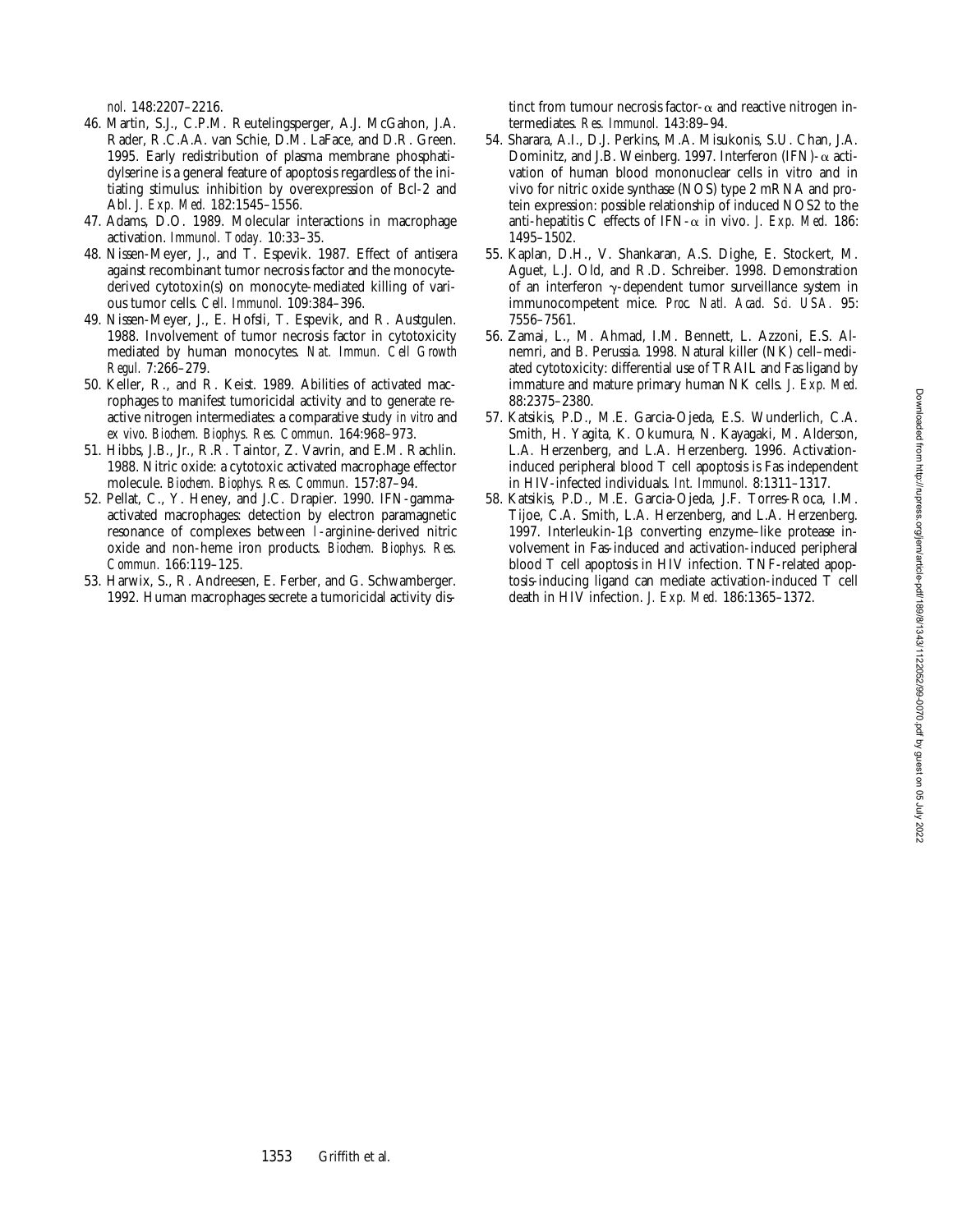*nol.* 148:2207–2216.

46. Martin, S.J., C.P.M. Reutelingsperger, A.J. McGahon, J.A. Rader, R.C.A.A. van Schie, D.M. LaFace, and D.R. Green. 1995. Early redistribution of plasma membrane phosphatidylserine is a general feature of apoptosis regardless of the initiating stimulus: inhibition by overexpression of Bcl-2 and Abl. *J. Exp. Med.* 182:1545–1556.
47. Adams, D.O. 1989. Molecular interactions in macrophage activation. *Immunol. Today*. 10:33–35.
48. Nissen-Meyer, J., and T. Espevik. 1987. Effect of antisera against recombinant tumor necrosis factor and the monocyte-derived cytotoxin(s) on monocyte-mediated killing of various tumor cells. *Cell. Immunol.* 109:384–396.
49. Nissen-Meyer, J., E. Hofsli, T. Espevik, and R. Austgulen. 1988. Involvement of tumor necrosis factor in cytotoxicity mediated by human monocytes. *Nat. Immun. Cell Growth Regul.* 7:266–279.
50. Keller, R., and R. Keist. 1989. Abilities of activated macrophages to manifest tumoricidal activity and to generate reactive nitrogen intermediates: a comparative study *in vitro* and *ex vivo*. *Biochem. Biophys. Res. Commun.* 164:968–973.
51. Hibbs, J.B., Jr., R.R. Taintor, Z. Vavrin, and E.M. Rachlin. 1988. Nitric oxide: a cytotoxic activated macrophage effector molecule. *Biochem. Biophys. Res. Commun.* 157:87–94.
52. Pellat, C., Y. Heney, and J.C. Drapier. 1990. IFN-gamma-activated macrophages: detection by electron paramagnetic resonance of complexes between *l*-arginine-derived nitric oxide and non-heme iron products. *Biochem. Biophys. Res. Commun.* 166:119–125.
53. Harwix, S., R. Andreesen, E. Ferber, and G. Schwamberger. 1992. Human macrophages secrete a tumoricidal activity distinct from tumour necrosis factor-$\alpha$ and reactive nitrogen intermediates. *Res. Immunol.* 143:89–94.
54. Sharara, A.I., D.J. Perkins, M.A. Misukonis, S.U. Chan, J.A. Dominitz, and J.B. Weinberg. 1997. Interferon (IFN)-$\alpha$ activation of human blood mononuclear cells in vitro and in vivo for nitric oxide synthase (NOS) type 2 mRNA and protein expression: possible relationship of induced NOS2 to the anti-hepatitis C effects of IFN-$\alpha$ in vivo. *J. Exp. Med.* 186:1495–1502.
55. Kaplan, D.H., V. Shankaran, A.S. Dighe, E. Stockert, M. Aguet, L.J. Old, and R.D. Schreiber. 1998. Demonstration of an interferon $\gamma$-dependent tumor surveillance system in immunocompetent mice. *Proc. Natl. Acad. Sci. USA.* 95:7556–7561.
56. Zamai, L., M. Ahmad, I.M. Bennett, L. Azzoni, E.S. Alnemri, and B. Perussia. 1998. Natural killer (NK) cell–mediated cytotoxicity: differential use of TRAIL and Fas ligand by immature and mature primary human NK cells. *J. Exp. Med.* 88:2375–2380.
57. Katsikis, P.D., M.E. Garcia-Ojeda, E.S. Wunderlich, C.A. Smith, H. Yagita, K. Okumura, N. Kayagaki, M. Alderson, L.A. Herzenberg, and L.A. Herzenberg. 1996. Activation-induced peripheral blood T cell apoptosis is Fas independent in HIV-infected individuals. *Int. Immunol.* 8:1311–1317.
58. Katsikis, P.D., M.E. Garcia-Ojeda, J.F. Torres-Roca, I.M. Tijoe, C.A. Smith, L.A. Herzenberg, and L.A. Herzenberg. 1997. Interleukin-1$\beta$ converting enzyme–like protease involvement in Fas-induced and activation-induced peripheral blood T cell apoptosis in HIV infection. TNF-related apoptosis-inducing ligand can mediate activation-induced T cell death in HIV infection. *J. Exp. Med.* 186:1365–1372.